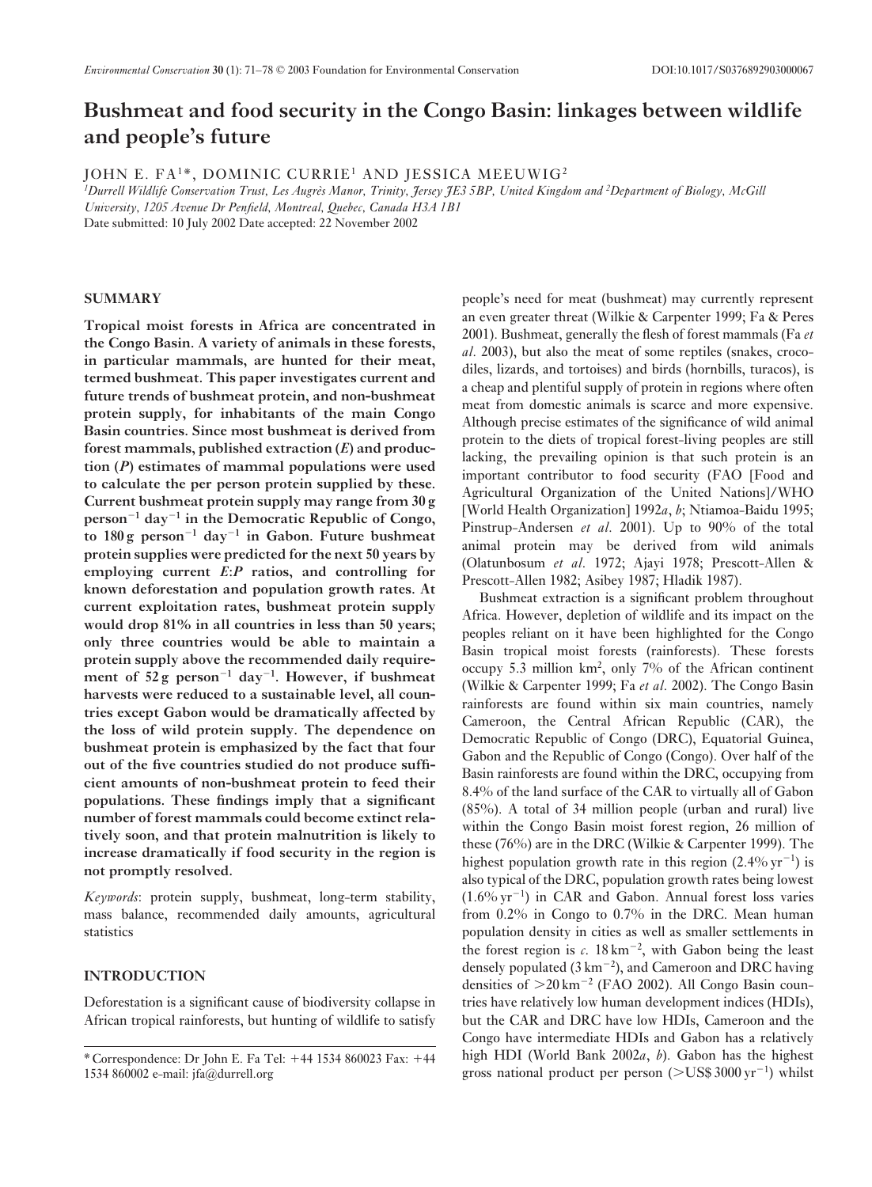# Bushmeat and food security in the Congo Basin: linkages between wildlife and people's future

JOHN E. FA[1]*, DOMINIC CURRIE[1] AND JESSICA MEEUWIG[2]

[1]*Durrell Wildlife Conservation Trust, Les Augrès Manor, Trinity, Jersey JE3 5BP, United Kingdom and* [2]*Department of Biology, McGill University, 1205 Avenue Dr Penfield, Montreal, Quebec, Canada H3A 1B1*

Date submitted: 10 July 2002 Date accepted: 22 November 2002

## SUMMARY

**Tropical moist forests in Africa are concentrated in the Congo Basin. A variety of animals in these forests, in particular mammals, are hunted for their meat, termed bushmeat. This paper investigates current and future trends of bushmeat protein, and non-bushmeat protein supply, for inhabitants of the main Congo Basin countries. Since most bushmeat is derived from forest mammals, published extraction (*E*) and production (*P*) estimates of mammal populations were used to calculate the per person protein supplied by these. Current bushmeat protein supply may range from 30 g person$^{-1}$ day$^{-1}$ in the Democratic Republic of Congo, to 180 g person$^{-1}$ day$^{-1}$ in Gabon. Future bushmeat protein supplies were predicted for the next 50 years by employing current *E*:*P* ratios, and controlling for known deforestation and population growth rates. At current exploitation rates, bushmeat protein supply would drop 81% in all countries in less than 50 years; only three countries would be able to maintain a protein supply above the recommended daily requirement of 52 g person$^{-1}$ day$^{-1}$. However, if bushmeat harvests were reduced to a sustainable level, all countries except Gabon would be dramatically affected by the loss of wild protein supply. The dependence on bushmeat protein is emphasized by the fact that four out of the five countries studied do not produce sufficient amounts of non-bushmeat protein to feed their populations. These findings imply that a significant number of forest mammals could become extinct relatively soon, and that protein malnutrition is likely to increase dramatically if food security in the region is not promptly resolved.**

*Keywords*: protein supply, bushmeat, long-term stability, mass balance, recommended daily amounts, agricultural statistics

## INTRODUCTION

Deforestation is a significant cause of biodiversity collapse in African tropical rainforests, but hunting of wildlife to satisfy people's need for meat (bushmeat) may currently represent an even greater threat (Wilkie & Carpenter 1999; Fa & Peres 2001). Bushmeat, generally the flesh of forest mammals (Fa *et al*. 2003), but also the meat of some reptiles (snakes, crocodiles, lizards, and tortoises) and birds (hornbills, turacos), is a cheap and plentiful supply of protein in regions where often meat from domestic animals is scarce and more expensive. Although precise estimates of the significance of wild animal protein to the diets of tropical forest-living peoples are still lacking, the prevailing opinion is that such protein is an important contributor to food security (FAO [Food and Agricultural Organization of the United Nations]/WHO [World Health Organization] 1992*a*, *b*; Ntiamoa-Baidu 1995; Pinstrup-Andersen *et al*. 2001). Up to 90% of the total animal protein may be derived from wild animals (Olatunbosum *et al*. 1972; Ajayi 1978; Prescott-Allen & Prescott-Allen 1982; Asibey 1987; Hladik 1987).

Bushmeat extraction is a significant problem throughout Africa. However, depletion of wildlife and its impact on the peoples reliant on it have been highlighted for the Congo Basin tropical moist forests (rainforests). These forests occupy 5.3 million km$^2$, only 7% of the African continent (Wilkie & Carpenter 1999; Fa *et al*. 2002). The Congo Basin rainforests are found within six main countries, namely Cameroon, the Central African Republic (CAR), the Democratic Republic of Congo (DRC), Equatorial Guinea, Gabon and the Republic of Congo (Congo). Over half of the Basin rainforests are found within the DRC, occupying from 8.4% of the land surface of the CAR to virtually all of Gabon (85%). A total of 34 million people (urban and rural) live within the Congo Basin moist forest region, 26 million of these (76%) are in the DRC (Wilkie & Carpenter 1999). The highest population growth rate in this region (2.4% yr$^{-1}$) is also typical of the DRC, population growth rates being lowest (1.6% yr$^{-1}$) in CAR and Gabon. Annual forest loss varies from 0.2% in Congo to 0.7% in the DRC. Mean human population density in cities as well as smaller settlements in the forest region is *c*. 18 km$^{-2}$, with Gabon being the least densely populated (3 km$^{-2}$), and Cameroon and DRC having densities of >20 km$^{-2}$ (FAO 2002). All Congo Basin countries have relatively low human development indices (HDIs), but the CAR and DRC have low HDIs, Cameroon and the Congo have intermediate HDIs and Gabon has a relatively high HDI (World Bank 2002*a*, *b*). Gabon has the highest gross national product per person (>US$ 3000 yr$^{-1}$) whilst

\* Correspondence: Dr John E. Fa Tel: +44 1534 860023 Fax: +44 1534 860002 e-mail: jfa@durrell.org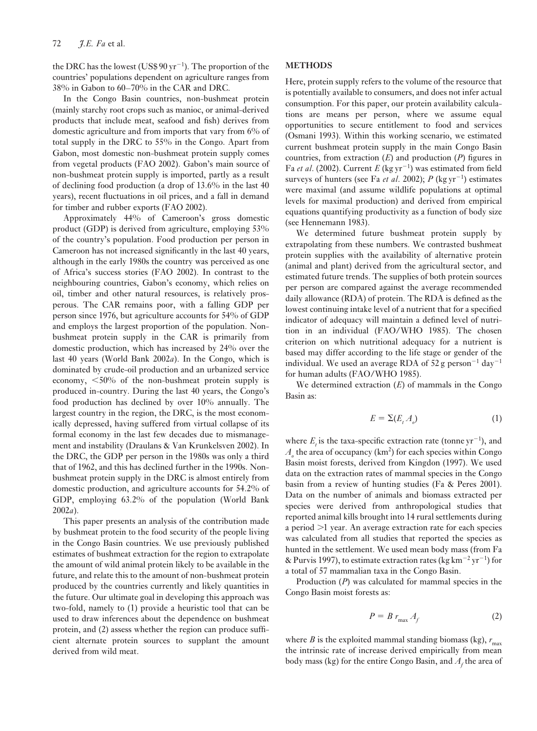the DRC has the lowest (US\$ 90 $yr^{-1}$). The proportion of the countries' populations dependent on agriculture ranges from 38% in Gabon to 60–70% in the CAR and DRC.

In the Congo Basin countries, non-bushmeat protein (mainly starchy root crops such as manioc, or animal-derived products that include meat, seafood and fish) derives from domestic agriculture and from imports that vary from 6% of total supply in the DRC to 55% in the Congo. Apart from Gabon, most domestic non-bushmeat protein supply comes from vegetal products (FAO 2002). Gabon's main source of non-bushmeat protein supply is imported, partly as a result of declining food production (a drop of 13.6% in the last 40 years), recent fluctuations in oil prices, and a fall in demand for timber and rubber exports (FAO 2002).

Approximately 44% of Cameroon's gross domestic product (GDP) is derived from agriculture, employing 53% of the country's population. Food production per person in Cameroon has not increased significantly in the last 40 years, although in the early 1980s the country was perceived as one of Africa's success stories (FAO 2002). In contrast to the neighbouring countries, Gabon's economy, which relies on oil, timber and other natural resources, is relatively prosperous. The CAR remains poor, with a falling GDP per person since 1976, but agriculture accounts for 54% of GDP and employs the largest proportion of the population. Non-bushmeat protein supply in the CAR is primarily from domestic production, which has increased by 24% over the last 40 years (World Bank 2002*a*). In the Congo, which is dominated by crude-oil production and an urbanized service economy, <50% of the non-bushmeat protein supply is produced in-country. During the last 40 years, the Congo's food production has declined by over 10% annually. The largest country in the region, the DRC, is the most economically depressed, having suffered from virtual collapse of its formal economy in the last few decades due to mismanagement and instability (Draulans & Van Krunkelsven 2002). In the DRC, the GDP per person in the 1980s was only a third that of 1962, and this has declined further in the 1990s. Non-bushmeat protein supply in the DRC is almost entirely from domestic production, and agriculture accounts for 54.2% of GDP, employing 63.2% of the population (World Bank 2002*a*).

This paper presents an analysis of the contribution made by bushmeat protein to the food security of the people living in the Congo Basin countries. We use previously published estimates of bushmeat extraction for the region to extrapolate the amount of wild animal protein likely to be available in the future, and relate this to the amount of non-bushmeat protein produced by the countries currently and likely quantities in the future. Our ultimate goal in developing this approach was two-fold, namely to (1) provide a heuristic tool that can be used to draw inferences about the dependence on bushmeat protein, and (2) assess whether the region can produce sufficient alternate protein sources to supplant the amount derived from wild meat.

## METHODS

Here, protein supply refers to the volume of the resource that is potentially available to consumers, and does not infer actual consumption. For this paper, our protein availability calculations are means per person, where we assume equal opportunities to secure entitlement to food and services (Osmani 1993). Within this working scenario, we estimated current bushmeat protein supply in the main Congo Basin countries, from extraction ($E$) and production ($P$) figures in Fa *et al*. (2002). Current $E$ (kg $yr^{-1}$) was estimated from field surveys of hunters (see Fa *et al*. 2002); $P$ (kg $yr^{-1}$) estimates were maximal (and assume wildlife populations at optimal levels for maximal production) and derived from empirical equations quantifying productivity as a function of body size (see Hennemann 1983).

We determined future bushmeat protein supply by extrapolating from these numbers. We contrasted bushmeat protein supplies with the availability of alternative protein (animal and plant) derived from the agricultural sector, and estimated future trends. The supplies of both protein sources per person are compared against the average recommended daily allowance (RDA) of protein. The RDA is defined as the lowest continuing intake level of a nutrient that for a specified indicator of adequacy will maintain a defined level of nutrition in an individual (FAO/WHO 1985). The chosen criterion on which nutritional adequacy for a nutrient is based may differ according to the life stage or gender of the individual. We used an average RDA of 52 g $person^{-1}$ $day^{-1}$ for human adults (FAO/WHO 1985).

We determined extraction ($E$) of mammals in the Congo Basin as:

$$E = \Sigma(E_t A_o) \tag{1}$$

where $E_t$ is the taxa-specific extraction rate (tonne $yr^{-1}$), and $A_o$ the area of occupancy ($km^2$) for each species within Congo Basin moist forests, derived from Kingdon (1997). We used data on the extraction rates of mammal species in the Congo basin from a review of hunting studies (Fa & Peres 2001). Data on the number of animals and biomass extracted per species were derived from anthropological studies that reported animal kills brought into 14 rural settlements during a period >1 year. An average extraction rate for each species was calculated from all studies that reported the species as hunted in the settlement. We used mean body mass (from Fa & Purvis 1997), to estimate extraction rates (kg $km^{-2}$ $yr^{-1}$) for a total of 57 mammalian taxa in the Congo Basin.

Production ($P$) was calculated for mammal species in the Congo Basin moist forests as:

$$P = B\, r_{max}\, A_f \tag{2}$$

where $B$ is the exploited mammal standing biomass (kg), $r_{max}$ the intrinsic rate of increase derived empirically from mean body mass (kg) for the entire Congo Basin, and $A_f$ the area of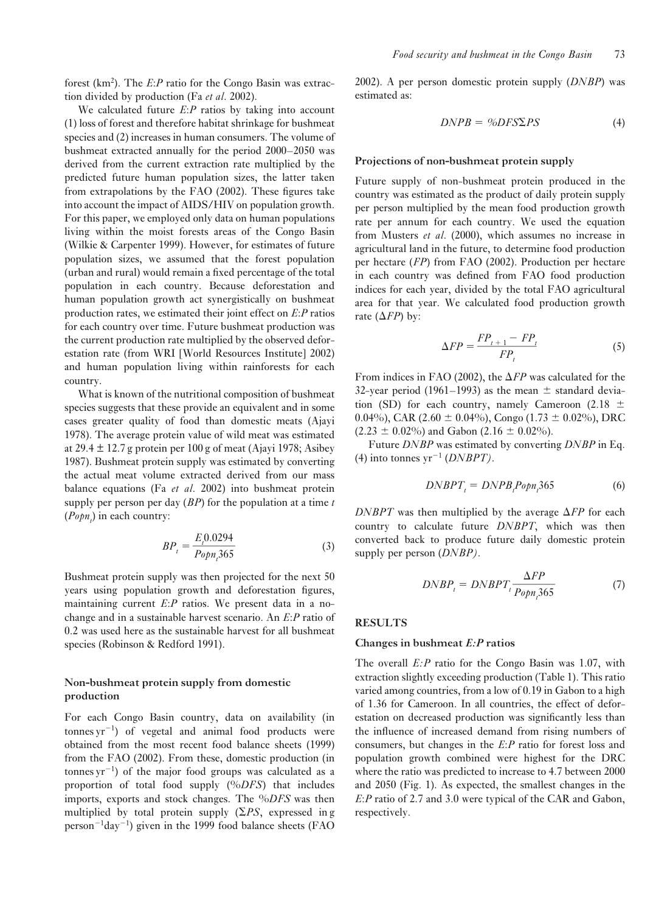forest (km$^2$). The $E$:$P$ ratio for the Congo Basin was extraction divided by production (Fa *et al*. 2002).

We calculated future $E$:$P$ ratios by taking into account (1) loss of forest and therefore habitat shrinkage for bushmeat species and (2) increases in human consumers. The volume of bushmeat extracted annually for the period 2000–2050 was derived from the current extraction rate multiplied by the predicted future human population sizes, the latter taken from extrapolations by the FAO (2002). These figures take into account the impact of AIDS/HIV on population growth. For this paper, we employed only data on human populations living within the moist forests areas of the Congo Basin (Wilkie & Carpenter 1999). However, for estimates of future population sizes, we assumed that the forest population (urban and rural) would remain a fixed percentage of the total population in each country. Because deforestation and human population growth act synergistically on bushmeat production rates, we estimated their joint effect on $E$:$P$ ratios for each country over time. Future bushmeat production was the current production rate multiplied by the observed deforestation rate (from WRI [World Resources Institute] 2002) and human population living within rainforests for each country.

What is known of the nutritional composition of bushmeat species suggests that these provide an equivalent and in some cases greater quality of food than domestic meats (Ajayi 1978). The average protein value of wild meat was estimated at 29.4 ± 12.7 g protein per 100 g of meat (Ajayi 1978; Asibey 1987). Bushmeat protein supply was estimated by converting the actual meat volume extracted derived from our mass balance equations (Fa *et al*. 2002) into bushmeat protein supply per person per day ($BP$) for the population at a time $t$ ($Popn_t$) in each country:

$$BP_t = \frac{E_t 0.0294}{Popn_t 365} \tag{3}$$

Bushmeat protein supply was then projected for the next 50 years using population growth and deforestation figures, maintaining current $E$:$P$ ratios. We present data in a no-change and in a sustainable harvest scenario. An $E$:$P$ ratio of 0.2 was used here as the sustainable harvest for all bushmeat species (Robinson & Redford 1991).

### Non-bushmeat protein supply from domestic production

For each Congo Basin country, data on availability (in tonnes yr$^{-1}$) of vegetal and animal food products were obtained from the most recent food balance sheets (1999) from the FAO (2002). From these, domestic production (in tonnes yr$^{-1}$) of the major food groups was calculated as a proportion of total food supply (%$DFS$) that includes imports, exports and stock changes. The %$DFS$ was then multiplied by total protein supply ($\Sigma PS$, expressed in g person$^{-1}$day$^{-1}$) given in the 1999 food balance sheets (FAO 2002). A per person domestic protein supply ($DNBP$) was estimated as:

$$DNPB = \%DFS\Sigma PS \tag{4}$$

### Projections of non-bushmeat protein supply

Future supply of non-bushmeat protein produced in the country was estimated as the product of daily protein supply per person multiplied by the mean food production growth rate per annum for each country. We used the equation from Musters *et al*. (2000), which assumes no increase in agricultural land in the future, to determine food production per hectare ($FP$) from FAO (2002). Production per hectare in each country was defined from FAO food production indices for each year, divided by the total FAO agricultural area for that year. We calculated food production growth rate ($\Delta FP$) by:

$$\Delta FP = \frac{FP_{t+1} - FP_t}{FP_t} \tag{5}$$

From indices in FAO (2002), the $\Delta FP$ was calculated for the 32-year period (1961–1993) as the mean ± standard deviation (SD) for each country, namely Cameroon (2.18 ± 0.04%), CAR (2.60 ± 0.04%), Congo (1.73 ± 0.02%), DRC (2.23 ± 0.02%) and Gabon (2.16 ± 0.02%).

Future $DNBP$ was estimated by converting $DNBP$ in Eq. (4) into tonnes yr$^{-1}$ ($DNBPT$).

$$DNBPT_t = DNPB_t Popn_t 365 \tag{6}$$

$DNBPT$ was then multiplied by the average $\Delta FP$ for each country to calculate future $DNBPT$, which was then converted back to produce future daily domestic protein supply per person ($DNBP$).

$$DNBP_t = DNBPT_t \frac{\Delta FP}{Popn_t 365} \tag{7}$$

## RESULTS

### Changes in bushmeat $E$:$P$ ratios

The overall $E$:$P$ ratio for the Congo Basin was 1.07, with extraction slightly exceeding production (Table 1). This ratio varied among countries, from a low of 0.19 in Gabon to a high of 1.36 for Cameroon. In all countries, the effect of deforestation on decreased production was significantly less than the influence of increased demand from rising numbers of consumers, but changes in the $E$:$P$ ratio for forest loss and population growth combined were highest for the DRC where the ratio was predicted to increase to 4.7 between 2000 and 2050 (Fig. 1). As expected, the smallest changes in the $E$:$P$ ratio of 2.7 and 3.0 were typical of the CAR and Gabon, respectively.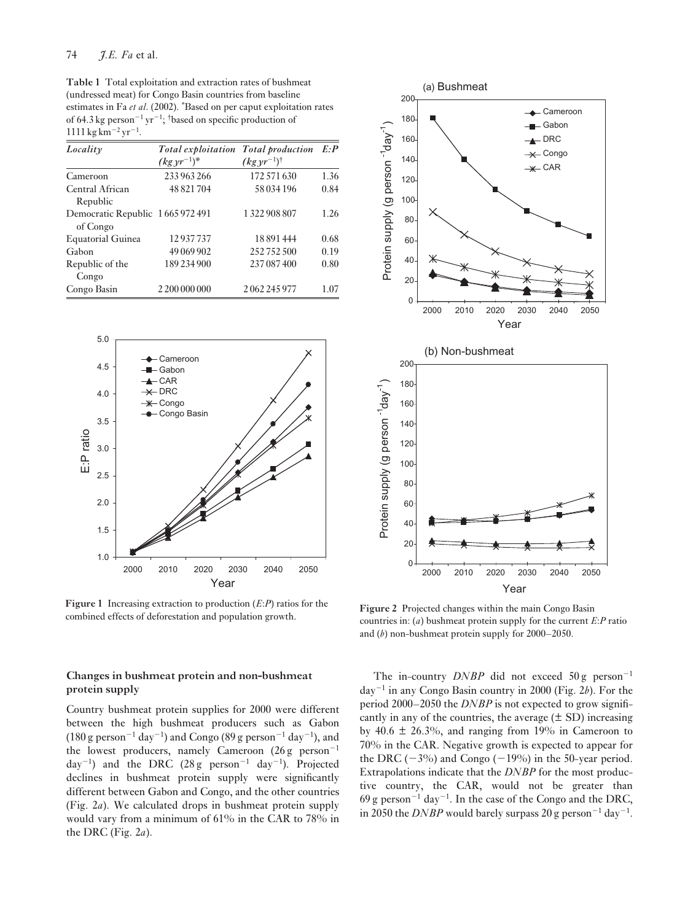**Table 1** Total exploitation and extraction rates of bushmeat (undressed meat) for Congo Basin countries from baseline estimates in Fa *et al*. (2002). *Based on per caput exploitation rates of 64.3 kg person$^{-1}$ yr$^{-1}$; †based on specific production of 1111 kg km$^{-2}$ yr$^{-1}$.

| *Locality* | *Total exploitation (kg yr$^{-1}$)** | *Total production (kg yr$^{-1}$)†* | *E:P* |
|---|---|---|---|
| Cameroon | 233 963 266 | 172 571 630 | 1.36 |
| Central African Republic | 48 821 704 | 58 034 196 | 0.84 |
| Democratic Republic of Congo | 1 665 972 491 | 1 322 908 807 | 1.26 |
| Equatorial Guinea | 12 937 737 | 18 891 444 | 0.68 |
| Gabon | 49 069 902 | 252 752 500 | 0.19 |
| Republic of the Congo | 189 234 900 | 237 087 400 | 0.80 |
| Congo Basin | 2 200 000 000 | 2 062 245 977 | 1.07 |

**Figure 1** Increasing extraction to production (*E*:*P*) ratios for the combined effects of deforestation and population growth.

**Figure 2** Projected changes within the main Congo Basin countries in: (*a*) bushmeat protein supply for the current *E*:*P* ratio and (*b*) non-bushmeat protein supply for 2000–2050.

### Changes in bushmeat protein and non-bushmeat protein supply

Country bushmeat protein supplies for 2000 were different between the high bushmeat producers such as Gabon (180 g person$^{-1}$ day$^{-1}$) and Congo (89 g person$^{-1}$ day$^{-1}$), and the lowest producers, namely Cameroon (26 g person$^{-1}$ day$^{-1}$) and the DRC (28 g person$^{-1}$ day$^{-1}$). Projected declines in bushmeat protein supply were significantly different between Gabon and Congo, and the other countries (Fig. 2*a*). We calculated drops in bushmeat protein supply would vary from a minimum of 61% in the CAR to 78% in the DRC (Fig. 2*a*).

The in-country *DNBP* did not exceed 50 g person$^{-1}$ day$^{-1}$ in any Congo Basin country in 2000 (Fig. 2*b*). For the period 2000–2050 the *DNBP* is not expected to grow significantly in any of the countries, the average ($\pm$ SD) increasing by 40.6 $\pm$ 26.3%, and ranging from 19% in Cameroon to 70% in the CAR. Negative growth is expected to appear for the DRC (−3%) and Congo (−19%) in the 50-year period. Extrapolations indicate that the *DNBP* for the most productive country, the CAR, would not be greater than 69 g person$^{-1}$ day$^{-1}$. In the case of the Congo and the DRC, in 2050 the *DNBP* would barely surpass 20 g person$^{-1}$ day$^{-1}$.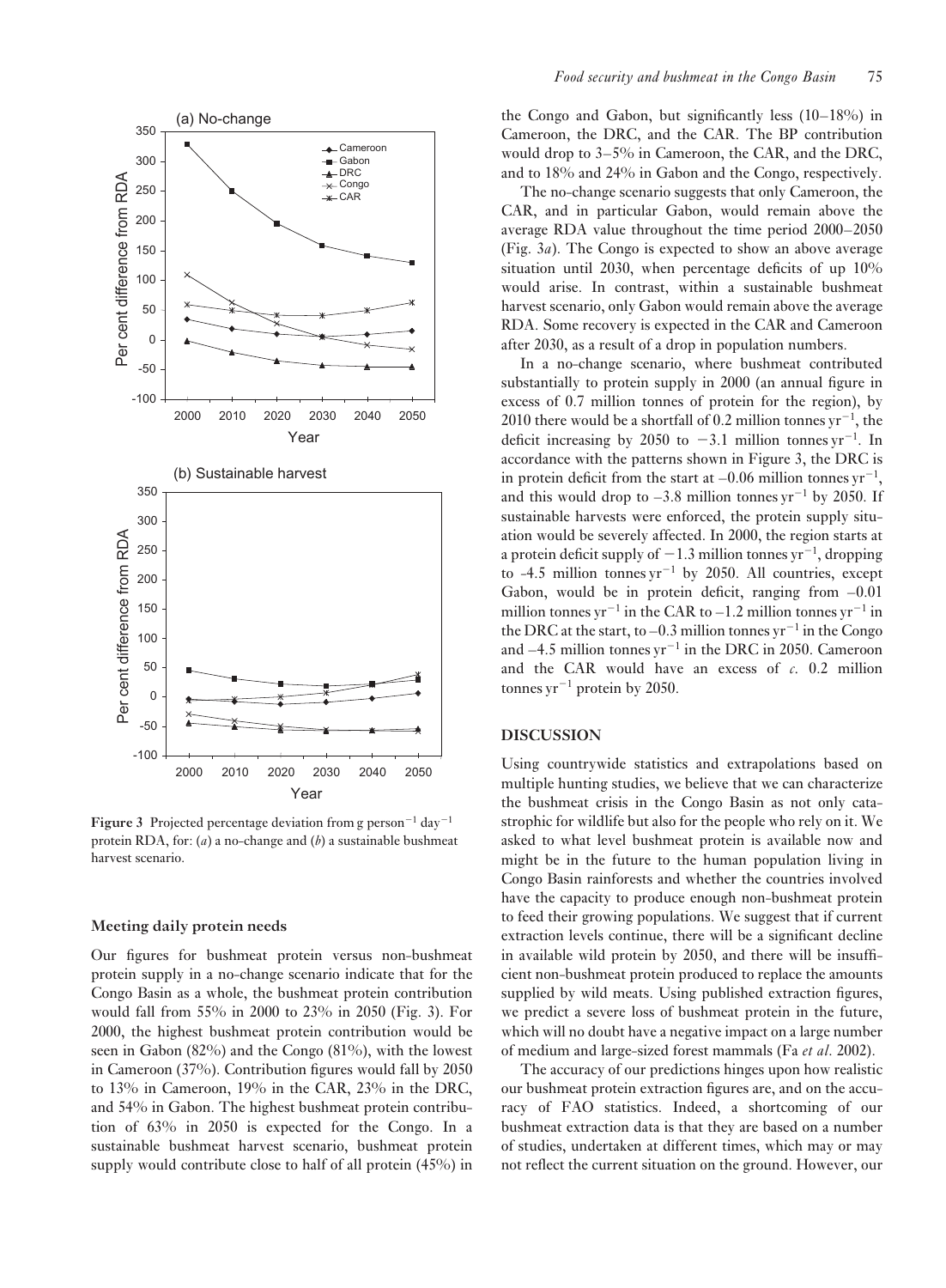**Figure 3** Projected percentage deviation from g person$^{-1}$ day$^{-1}$ protein RDA, for: (*a*) a no-change and (*b*) a sustainable bushmeat harvest scenario.

### Meeting daily protein needs

Our figures for bushmeat protein versus non-bushmeat protein supply in a no-change scenario indicate that for the Congo Basin as a whole, the bushmeat protein contribution would fall from 55% in 2000 to 23% in 2050 (Fig. 3). For 2000, the highest bushmeat protein contribution would be seen in Gabon (82%) and the Congo (81%), with the lowest in Cameroon (37%). Contribution figures would fall by 2050 to 13% in Cameroon, 19% in the CAR, 23% in the DRC, and 54% in Gabon. The highest bushmeat protein contribution of 63% in 2050 is expected for the Congo. In a sustainable bushmeat harvest scenario, bushmeat protein supply would contribute close to half of all protein (45%) in the Congo and Gabon, but significantly less (10–18%) in Cameroon, the DRC, and the CAR. The BP contribution would drop to 3–5% in Cameroon, the CAR, and the DRC, and to 18% and 24% in Gabon and the Congo, respectively.

The no-change scenario suggests that only Cameroon, the CAR, and in particular Gabon, would remain above the average RDA value throughout the time period 2000–2050 (Fig. 3*a*). The Congo is expected to show an above average situation until 2030, when percentage deficits of up 10% would arise. In contrast, within a sustainable bushmeat harvest scenario, only Gabon would remain above the average RDA. Some recovery is expected in the CAR and Cameroon after 2030, as a result of a drop in population numbers.

In a no-change scenario, where bushmeat contributed substantially to protein supply in 2000 (an annual figure in excess of 0.7 million tonnes of protein for the region), by 2010 there would be a shortfall of 0.2 million tonnes yr$^{-1}$, the deficit increasing by 2050 to −3.1 million tonnes yr$^{-1}$. In accordance with the patterns shown in Figure 3, the DRC is in protein deficit from the start at –0.06 million tonnes yr$^{-1}$, and this would drop to –3.8 million tonnes yr$^{-1}$ by 2050. If sustainable harvests were enforced, the protein supply situation would be severely affected. In 2000, the region starts at a protein deficit supply of −1.3 million tonnes yr$^{-1}$, dropping to -4.5 million tonnes yr$^{-1}$ by 2050. All countries, except Gabon, would be in protein deficit, ranging from –0.01 million tonnes yr$^{-1}$ in the CAR to –1.2 million tonnes yr$^{-1}$ in the DRC at the start, to –0.3 million tonnes yr$^{-1}$ in the Congo and –4.5 million tonnes yr$^{-1}$ in the DRC in 2050. Cameroon and the CAR would have an excess of *c.* 0.2 million tonnes yr$^{-1}$ protein by 2050.

## DISCUSSION

Using countrywide statistics and extrapolations based on multiple hunting studies, we believe that we can characterize the bushmeat crisis in the Congo Basin as not only catastrophic for wildlife but also for the people who rely on it. We asked to what level bushmeat protein is available now and might be in the future to the human population living in Congo Basin rainforests and whether the countries involved have the capacity to produce enough non-bushmeat protein to feed their growing populations. We suggest that if current extraction levels continue, there will be a significant decline in available wild protein by 2050, and there will be insufficient non-bushmeat protein produced to replace the amounts supplied by wild meats. Using published extraction figures, we predict a severe loss of bushmeat protein in the future, which will no doubt have a negative impact on a large number of medium and large-sized forest mammals (Fa *et al*. 2002).

The accuracy of our predictions hinges upon how realistic our bushmeat protein extraction figures are, and on the accuracy of FAO statistics. Indeed, a shortcoming of our bushmeat extraction data is that they are based on a number of studies, undertaken at different times, which may or may not reflect the current situation on the ground. However, our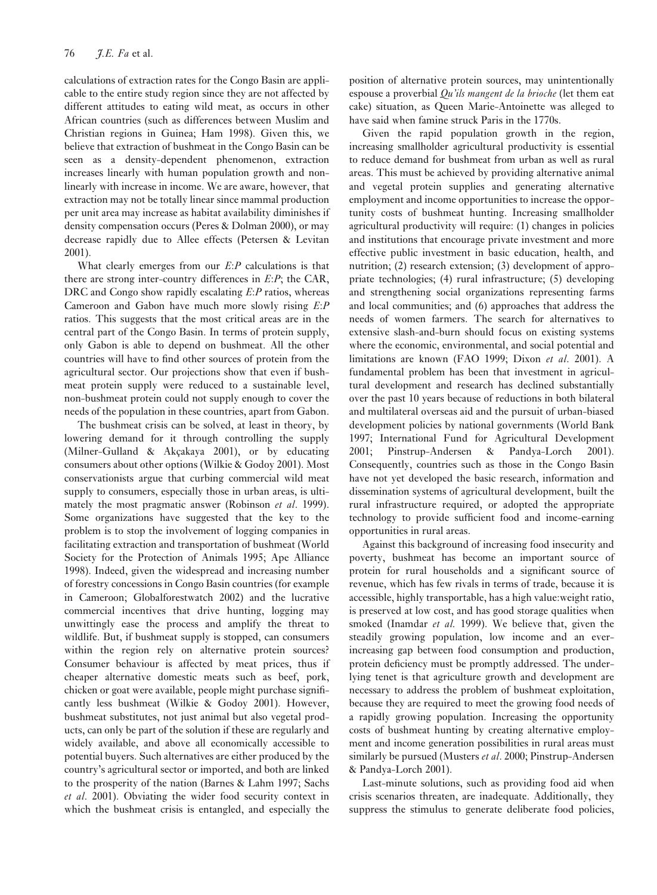calculations of extraction rates for the Congo Basin are applicable to the entire study region since they are not affected by different attitudes to eating wild meat, as occurs in other African countries (such as differences between Muslim and Christian regions in Guinea; Ham 1998). Given this, we believe that extraction of bushmeat in the Congo Basin can be seen as a density-dependent phenomenon, extraction increases linearly with human population growth and non-linearly with increase in income. We are aware, however, that extraction may not be totally linear since mammal production per unit area may increase as habitat availability diminishes if density compensation occurs (Peres & Dolman 2000), or may decrease rapidly due to Allee effects (Petersen & Levitan 2001).

What clearly emerges from our $E$:$P$ calculations is that there are strong inter-country differences in $E$:$P$; the CAR, DRC and Congo show rapidly escalating $E$:$P$ ratios, whereas Cameroon and Gabon have much more slowly rising $E$:$P$ ratios. This suggests that the most critical areas are in the central part of the Congo Basin. In terms of protein supply, only Gabon is able to depend on bushmeat. All the other countries will have to find other sources of protein from the agricultural sector. Our projections show that even if bushmeat protein supply were reduced to a sustainable level, non-bushmeat protein could not supply enough to cover the needs of the population in these countries, apart from Gabon.

The bushmeat crisis can be solved, at least in theory, by lowering demand for it through controlling the supply (Milner-Gulland & Akçakaya 2001), or by educating consumers about other options (Wilkie & Godoy 2001). Most conservationists argue that curbing commercial wild meat supply to consumers, especially those in urban areas, is ultimately the most pragmatic answer (Robinson *et al*. 1999). Some organizations have suggested that the key to the problem is to stop the involvement of logging companies in facilitating extraction and transportation of bushmeat (World Society for the Protection of Animals 1995; Ape Alliance 1998). Indeed, given the widespread and increasing number of forestry concessions in Congo Basin countries (for example in Cameroon; Globalforestwatch 2002) and the lucrative commercial incentives that drive hunting, logging may unwittingly ease the process and amplify the threat to wildlife. But, if bushmeat supply is stopped, can consumers within the region rely on alternative protein sources? Consumer behaviour is affected by meat prices, thus if cheaper alternative domestic meats such as beef, pork, chicken or goat were available, people might purchase significantly less bushmeat (Wilkie & Godoy 2001). However, bushmeat substitutes, not just animal but also vegetal products, can only be part of the solution if these are regularly and widely available, and above all economically accessible to potential buyers. Such alternatives are either produced by the country's agricultural sector or imported, and both are linked to the prosperity of the nation (Barnes & Lahm 1997; Sachs *et al*. 2001). Obviating the wider food security context in which the bushmeat crisis is entangled, and especially the position of alternative protein sources, may unintentionally espouse a proverbial *Qu'ils mangent de la brioche* (let them eat cake) situation, as Queen Marie-Antoinette was alleged to have said when famine struck Paris in the 1770s.

Given the rapid population growth in the region, increasing smallholder agricultural productivity is essential to reduce demand for bushmeat from urban as well as rural areas. This must be achieved by providing alternative animal and vegetal protein supplies and generating alternative employment and income opportunities to increase the opportunity costs of bushmeat hunting. Increasing smallholder agricultural productivity will require: (1) changes in policies and institutions that encourage private investment and more effective public investment in basic education, health, and nutrition; (2) research extension; (3) development of appropriate technologies; (4) rural infrastructure; (5) developing and strengthening social organizations representing farms and local communities; and (6) approaches that address the needs of women farmers. The search for alternatives to extensive slash-and-burn should focus on existing systems where the economic, environmental, and social potential and limitations are known (FAO 1999; Dixon *et al*. 2001). A fundamental problem has been that investment in agricultural development and research has declined substantially over the past 10 years because of reductions in both bilateral and multilateral overseas aid and the pursuit of urban-biased development policies by national governments (World Bank 1997; International Fund for Agricultural Development 2001; Pinstrup-Andersen & Pandya-Lorch 2001). Consequently, countries such as those in the Congo Basin have not yet developed the basic research, information and dissemination systems of agricultural development, built the rural infrastructure required, or adopted the appropriate technology to provide sufficient food and income-earning opportunities in rural areas.

Against this background of increasing food insecurity and poverty, bushmeat has become an important source of protein for rural households and a significant source of revenue, which has few rivals in terms of trade, because it is accessible, highly transportable, has a high value:weight ratio, is preserved at low cost, and has good storage qualities when smoked (Inamdar *et al.* 1999). We believe that, given the steadily growing population, low income and an ever-increasing gap between food consumption and production, protein deficiency must be promptly addressed. The underlying tenet is that agriculture growth and development are necessary to address the problem of bushmeat exploitation, because they are required to meet the growing food needs of a rapidly growing population. Increasing the opportunity costs of bushmeat hunting by creating alternative employment and income generation possibilities in rural areas must similarly be pursued (Musters *et al*. 2000; Pinstrup-Andersen & Pandya-Lorch 2001).

Last-minute solutions, such as providing food aid when crisis scenarios threaten, are inadequate. Additionally, they suppress the stimulus to generate deliberate food policies,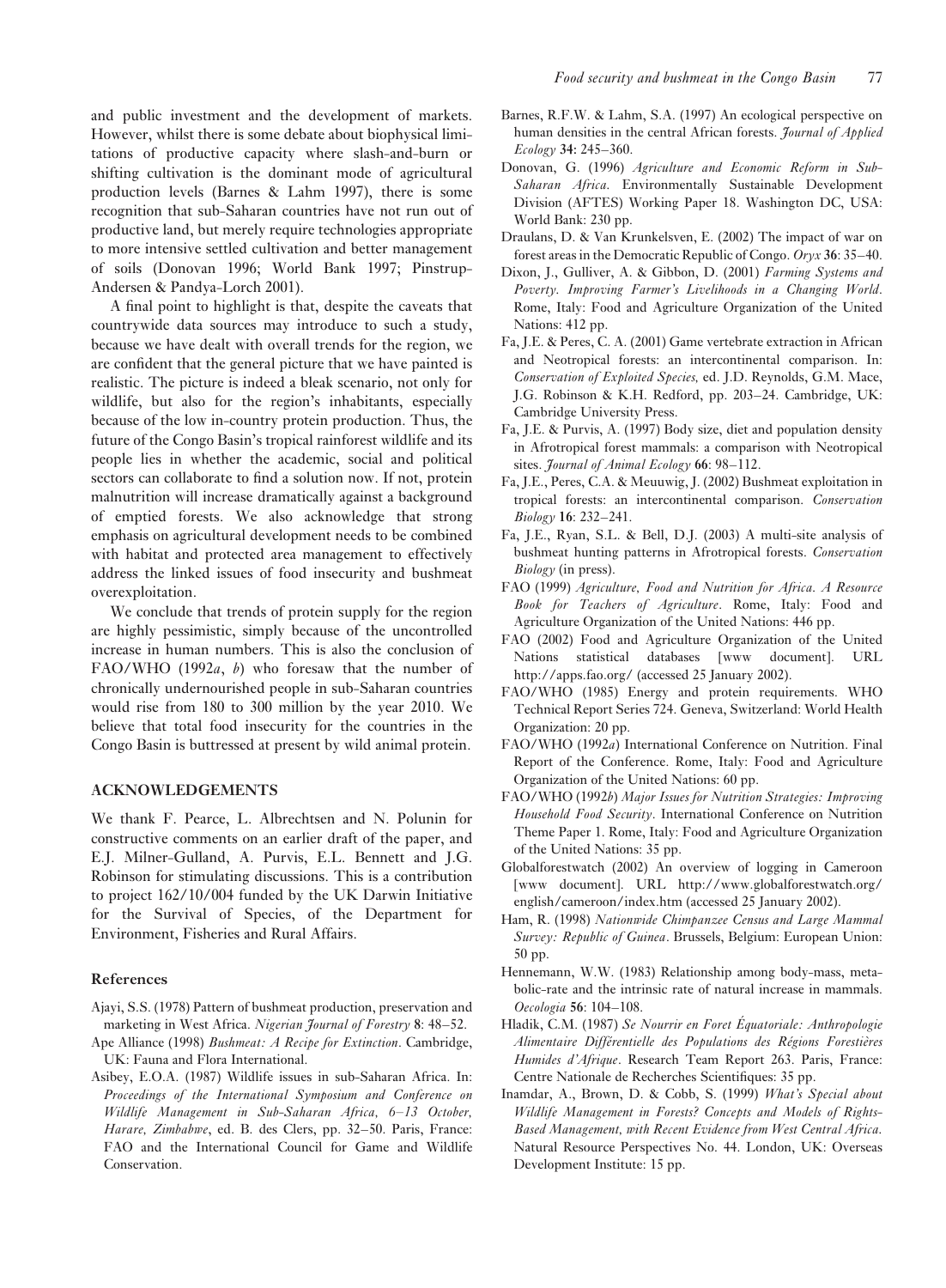and public investment and the development of markets. However, whilst there is some debate about biophysical limitations of productive capacity where slash-and-burn or shifting cultivation is the dominant mode of agricultural production levels (Barnes & Lahm 1997), there is some recognition that sub-Saharan countries have not run out of productive land, but merely require technologies appropriate to more intensive settled cultivation and better management of soils (Donovan 1996; World Bank 1997; Pinstrup-Andersen & Pandya-Lorch 2001).

A final point to highlight is that, despite the caveats that countrywide data sources may introduce to such a study, because we have dealt with overall trends for the region, we are confident that the general picture that we have painted is realistic. The picture is indeed a bleak scenario, not only for wildlife, but also for the region's inhabitants, especially because of the low in-country protein production. Thus, the future of the Congo Basin's tropical rainforest wildlife and its people lies in whether the academic, social and political sectors can collaborate to find a solution now. If not, protein malnutrition will increase dramatically against a background of emptied forests. We also acknowledge that strong emphasis on agricultural development needs to be combined with habitat and protected area management to effectively address the linked issues of food insecurity and bushmeat overexploitation.

We conclude that trends of protein supply for the region are highly pessimistic, simply because of the uncontrolled increase in human numbers. This is also the conclusion of FAO/WHO (1992*a*, *b*) who foresaw that the number of chronically undernourished people in sub-Saharan countries would rise from 180 to 300 million by the year 2010. We believe that total food insecurity for the countries in the Congo Basin is buttressed at present by wild animal protein.

## ACKNOWLEDGEMENTS

We thank F. Pearce, L. Albrechtsen and N. Polunin for constructive comments on an earlier draft of the paper, and E.J. Milner-Gulland, A. Purvis, E.L. Bennett and J.G. Robinson for stimulating discussions. This is a contribution to project 162/10/004 funded by the UK Darwin Initiative for the Survival of Species, of the Department for Environment, Fisheries and Rural Affairs.

### References

Ajayi, S.S. (1978) Pattern of bushmeat production, preservation and marketing in West Africa. *Nigerian Journal of Forestry* **8**: 48–52.

Ape Alliance (1998) *Bushmeat: A Recipe for Extinction*. Cambridge, UK: Fauna and Flora International.

Asibey, E.O.A. (1987) Wildlife issues in sub-Saharan Africa. In: *Proceedings of the International Symposium and Conference on Wildlife Management in Sub-Saharan Africa, 6–13 October, Harare, Zimbabwe*, ed. B. des Clers, pp. 32–50. Paris, France: FAO and the International Council for Game and Wildlife Conservation.

Barnes, R.F.W. & Lahm, S.A. (1997) An ecological perspective on human densities in the central African forests. *Journal of Applied Ecology* **34:** 245–360.

Donovan, G. (1996) *Agriculture and Economic Reform in Sub-Saharan Africa*. Environmentally Sustainable Development Division (AFTES) Working Paper 18. Washington DC, USA: World Bank: 230 pp.

Draulans, D. & Van Krunkelsven, E. (2002) The impact of war on forest areas in the Democratic Republic of Congo. *Oryx* **36**: 35–40.

Dixon, J., Gulliver, A. & Gibbon, D. (2001) *Farming Systems and Poverty. Improving Farmer's Livelihoods in a Changing World*. Rome, Italy: Food and Agriculture Organization of the United Nations: 412 pp.

Fa, J.E. & Peres, C. A. (2001) Game vertebrate extraction in African and Neotropical forests: an intercontinental comparison. In: *Conservation of Exploited Species,* ed. J.D. Reynolds, G.M. Mace, J.G. Robinson & K.H. Redford, pp. 203–24. Cambridge, UK: Cambridge University Press.

Fa, J.E. & Purvis, A. (1997) Body size, diet and population density in Afrotropical forest mammals: a comparison with Neotropical sites. *Journal of Animal Ecology* **66**: 98–112.

Fa, J.E., Peres, C.A. & Meuuwig, J. (2002) Bushmeat exploitation in tropical forests: an intercontinental comparison. *Conservation Biology* **16**: 232–241.

Fa, J.E., Ryan, S.L. & Bell, D.J. (2003) A multi-site analysis of bushmeat hunting patterns in Afrotropical forests. *Conservation Biology* (in press).

FAO (1999) *Agriculture, Food and Nutrition for Africa. A Resource Book for Teachers of Agriculture*. Rome, Italy: Food and Agriculture Organization of the United Nations: 446 pp.

FAO (2002) Food and Agriculture Organization of the United Nations statistical databases [www document]. URL http://apps.fao.org/ (accessed 25 January 2002).

FAO/WHO (1985) Energy and protein requirements. WHO Technical Report Series 724. Geneva, Switzerland: World Health Organization: 20 pp.

FAO/WHO (1992*a*) International Conference on Nutrition. Final Report of the Conference. Rome, Italy: Food and Agriculture Organization of the United Nations: 60 pp.

FAO/WHO (1992*b*) *Major Issues for Nutrition Strategies: Improving Household Food Security*. International Conference on Nutrition Theme Paper 1. Rome, Italy: Food and Agriculture Organization of the United Nations: 35 pp.

Globalforestwatch (2002) An overview of logging in Cameroon [www document]. URL http://www.globalforestwatch.org/english/cameroon/index.htm (accessed 25 January 2002).

Ham, R. (1998) *Nationwide Chimpanzee Census and Large Mammal Survey: Republic of Guinea*. Brussels, Belgium: European Union: 50 pp.

Hennemann, W.W. (1983) Relationship among body-mass, metabolic-rate and the intrinsic rate of natural increase in mammals. *Oecologia* **56**: 104–108.

Hladik, C.M. (1987) *Se Nourrir en Foret Équatoriale: Anthropologie Alimentaire Différentielle des Populations des Régions Forestières Humides d'Afrique*. Research Team Report 263. Paris, France: Centre Nationale de Recherches Scientifiques: 35 pp.

Inamdar, A., Brown, D. & Cobb, S. (1999) *What's Special about Wildlife Management in Forests? Concepts and Models of Rights-Based Management, with Recent Evidence from West Central Africa*. Natural Resource Perspectives No. 44. London, UK: Overseas Development Institute: 15 pp.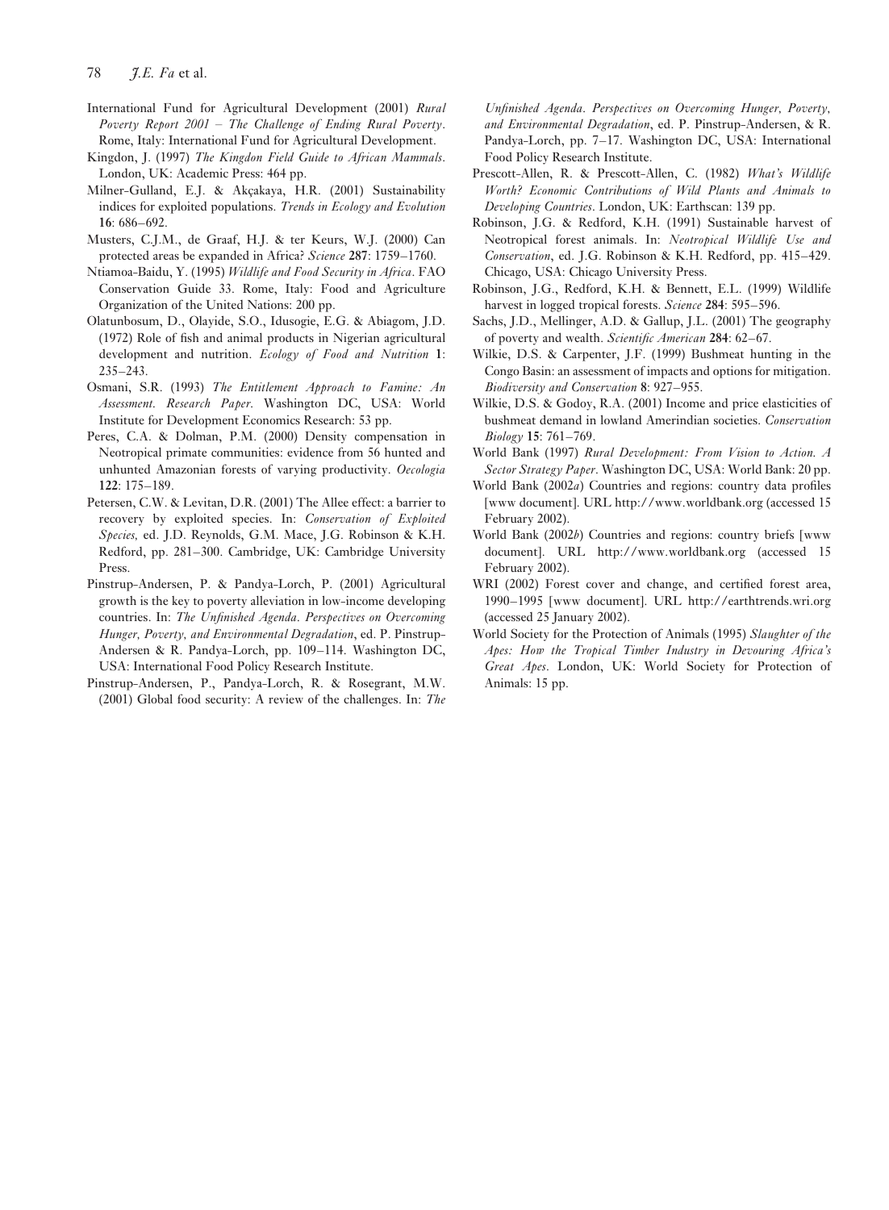International Fund for Agricultural Development (2001) *Rural Poverty Report 2001 – The Challenge of Ending Rural Poverty*. Rome, Italy: International Fund for Agricultural Development.

Kingdon, J. (1997) *The Kingdon Field Guide to African Mammals*. London, UK: Academic Press: 464 pp.

Milner-Gulland, E.J. & Akçakaya, H.R. (2001) Sustainability indices for exploited populations. *Trends in Ecology and Evolution* **16**: 686–692.

Musters, C.J.M., de Graaf, H.J. & ter Keurs, W.J. (2000) Can protected areas be expanded in Africa? *Science* **287**: 1759–1760.

Ntiamoa-Baidu, Y. (1995) *Wildlife and Food Security in Africa*. FAO Conservation Guide 33. Rome, Italy: Food and Agriculture Organization of the United Nations: 200 pp.

Olatunbosum, D., Olayide, S.O., Idusogie, E.G. & Abiagom, J.D. (1972) Role of fish and animal products in Nigerian agricultural development and nutrition. *Ecology of Food and Nutrition* **1**: 235–243.

Osmani, S.R. (1993) *The Entitlement Approach to Famine: An Assessment. Research Paper*. Washington DC, USA: World Institute for Development Economics Research: 53 pp.

Peres, C.A. & Dolman, P.M. (2000) Density compensation in Neotropical primate communities: evidence from 56 hunted and unhunted Amazonian forests of varying productivity. *Oecologia* **122**: 175–189.

Petersen, C.W. & Levitan, D.R. (2001) The Allee effect: a barrier to recovery by exploited species. In: *Conservation of Exploited Species,* ed. J.D. Reynolds, G.M. Mace, J.G. Robinson & K.H. Redford, pp. 281–300. Cambridge, UK: Cambridge University Press.

Pinstrup-Andersen, P. & Pandya-Lorch, P. (2001) Agricultural growth is the key to poverty alleviation in low-income developing countries. In: *The Unfinished Agenda. Perspectives on Overcoming Hunger, Poverty, and Environmental Degradation*, ed. P. Pinstrup-Andersen & R. Pandya-Lorch, pp. 109–114. Washington DC, USA: International Food Policy Research Institute.

Pinstrup-Andersen, P., Pandya-Lorch, R. & Rosegrant, M.W. (2001) Global food security: A review of the challenges. In: *The Unfinished Agenda. Perspectives on Overcoming Hunger, Poverty, and Environmental Degradation*, ed. P. Pinstrup-Andersen, & R. Pandya-Lorch, pp. 7–17. Washington DC, USA: International Food Policy Research Institute.

Prescott-Allen, R. & Prescott-Allen, C. (1982) *What's Wildlife Worth? Economic Contributions of Wild Plants and Animals to Developing Countries*. London, UK: Earthscan: 139 pp.

Robinson, J.G. & Redford, K.H. (1991) Sustainable harvest of Neotropical forest animals. In: *Neotropical Wildlife Use and Conservation*, ed. J.G. Robinson & K.H. Redford, pp. 415–429. Chicago, USA: Chicago University Press.

Robinson, J.G., Redford, K.H. & Bennett, E.L. (1999) Wildlife harvest in logged tropical forests. *Science* **284**: 595–596.

Sachs, J.D., Mellinger, A.D. & Gallup, J.L. (2001) The geography of poverty and wealth. *Scientific American* **284**: 62–67.

Wilkie, D.S. & Carpenter, J.F. (1999) Bushmeat hunting in the Congo Basin: an assessment of impacts and options for mitigation. *Biodiversity and Conservation* **8**: 927–955.

Wilkie, D.S. & Godoy, R.A. (2001) Income and price elasticities of bushmeat demand in lowland Amerindian societies. *Conservation Biology* **15**: 761–769.

World Bank (1997) *Rural Development: From Vision to Action. A Sector Strategy Paper*. Washington DC, USA: World Bank: 20 pp.

World Bank (2002*a*) Countries and regions: country data profiles [www document]. URL http://www.worldbank.org (accessed 15 February 2002).

World Bank (2002*b*) Countries and regions: country briefs [www document]. URL http://www.worldbank.org (accessed 15 February 2002).

WRI (2002) Forest cover and change, and certified forest area, 1990–1995 [www document]. URL http://earthtrends.wri.org (accessed 25 January 2002).

World Society for the Protection of Animals (1995) *Slaughter of the Apes: How the Tropical Timber Industry in Devouring Africa's Great Apes*. London, UK: World Society for Protection of Animals: 15 pp.